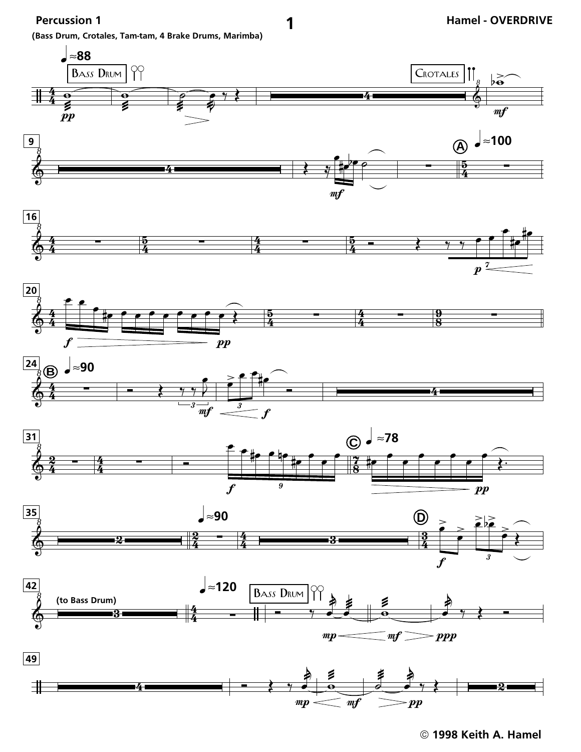**Percussion 1**

(Bass Drum, Crotales, Tam-tam, 4 Brake Drums, Marimba)

**Hamel - OVERDRIVE**

© 1998 Keith A. Hamel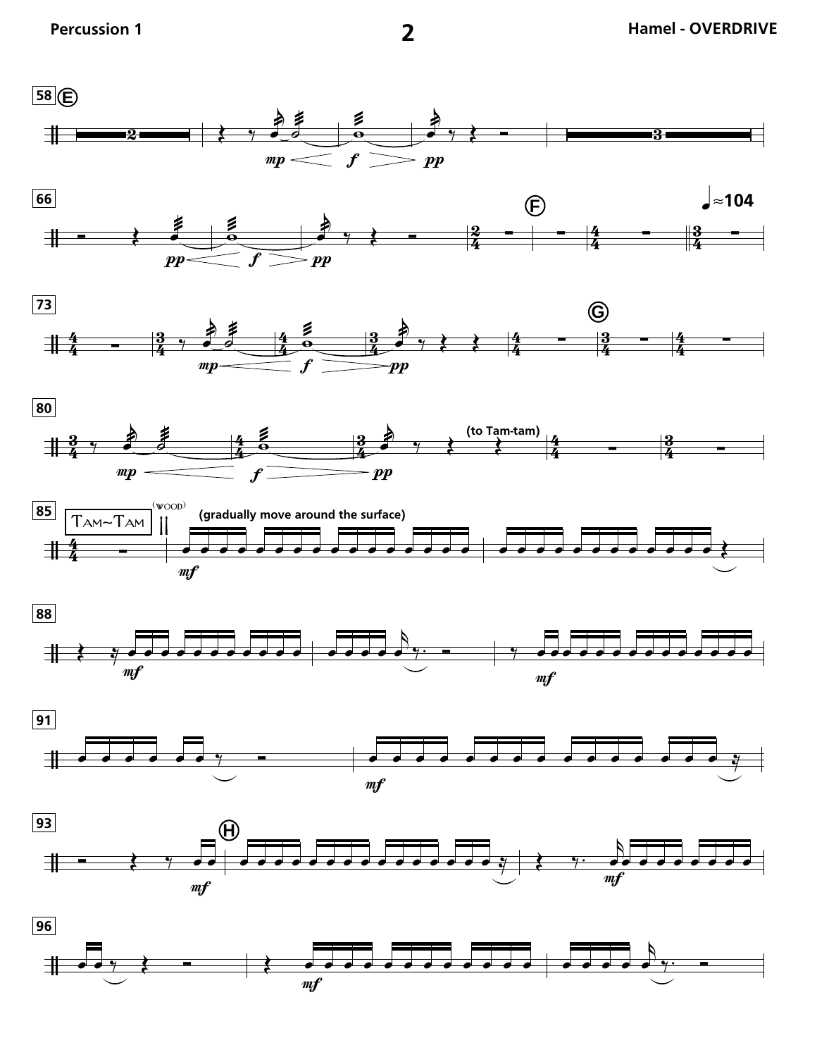58 E

*mp* *f* *pp*

66

*pp* *f* *pp*

F

♩≈104

73

*mp* *f* *pp*

G

80

*mp* *f* *pp*

**(to Tam-tam)**

85

TAM~TAM

(WOOD)

**(gradually move around the surface)**

*mf*

88

*mf*

*mf*

91

*mf*

93

*mf*

H

*mf*

96

*mf*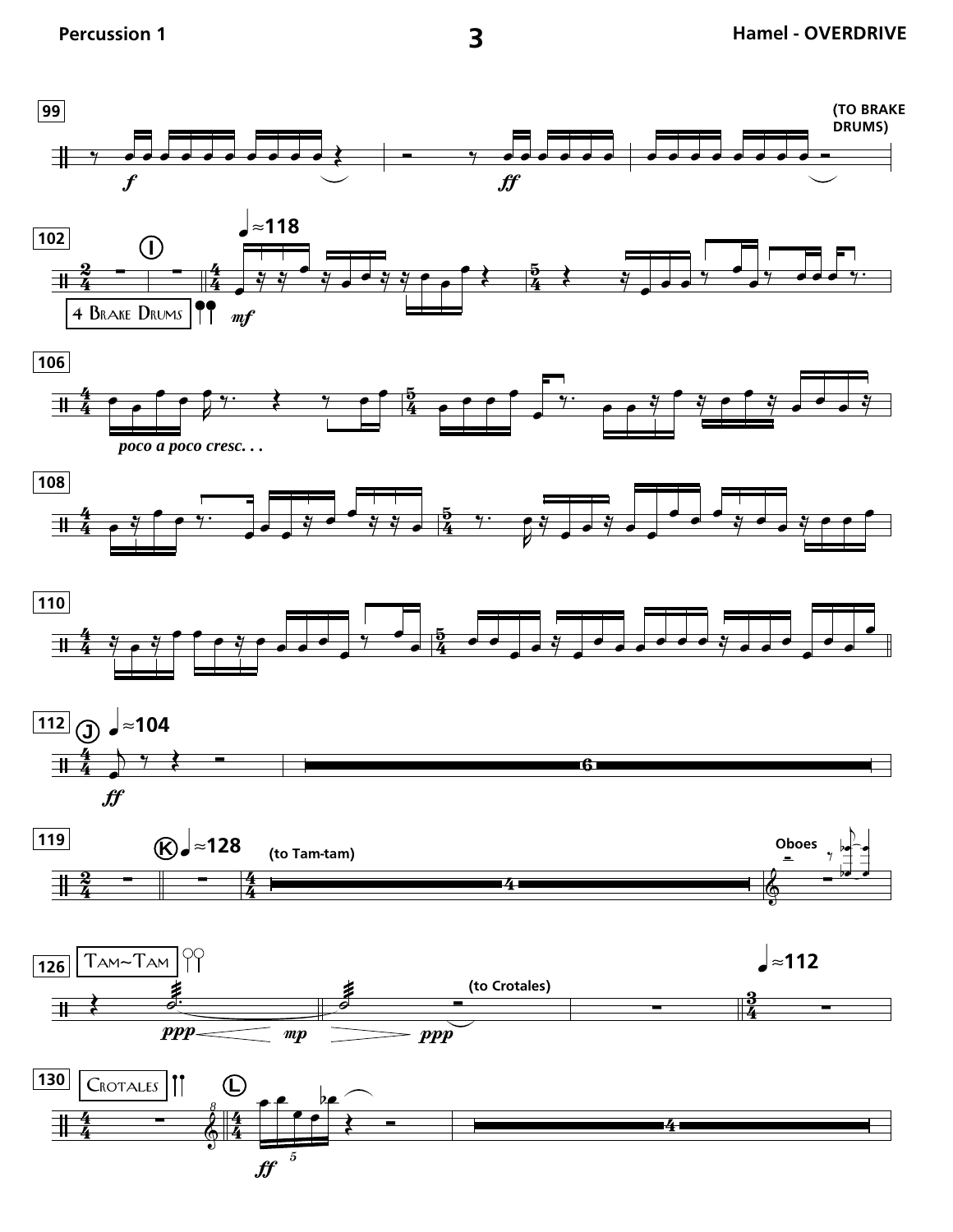99

*f* *ff*

(TO BRAKE DRUMS)

102 — I — ♩≈118

4 BRAKE DRUMS

*mf*

106

*poco a poco cresc. . .*

108

110

112 — J — ♩≈104

*ff*

6

119 — K — ♩≈128

(to Tam-tam)

4

Oboes

126 — TAM~TAM

*ppp* *mp* *ppp*

(to Crotales)

♩≈112

130 — CROTALES — L

*ff*

5

4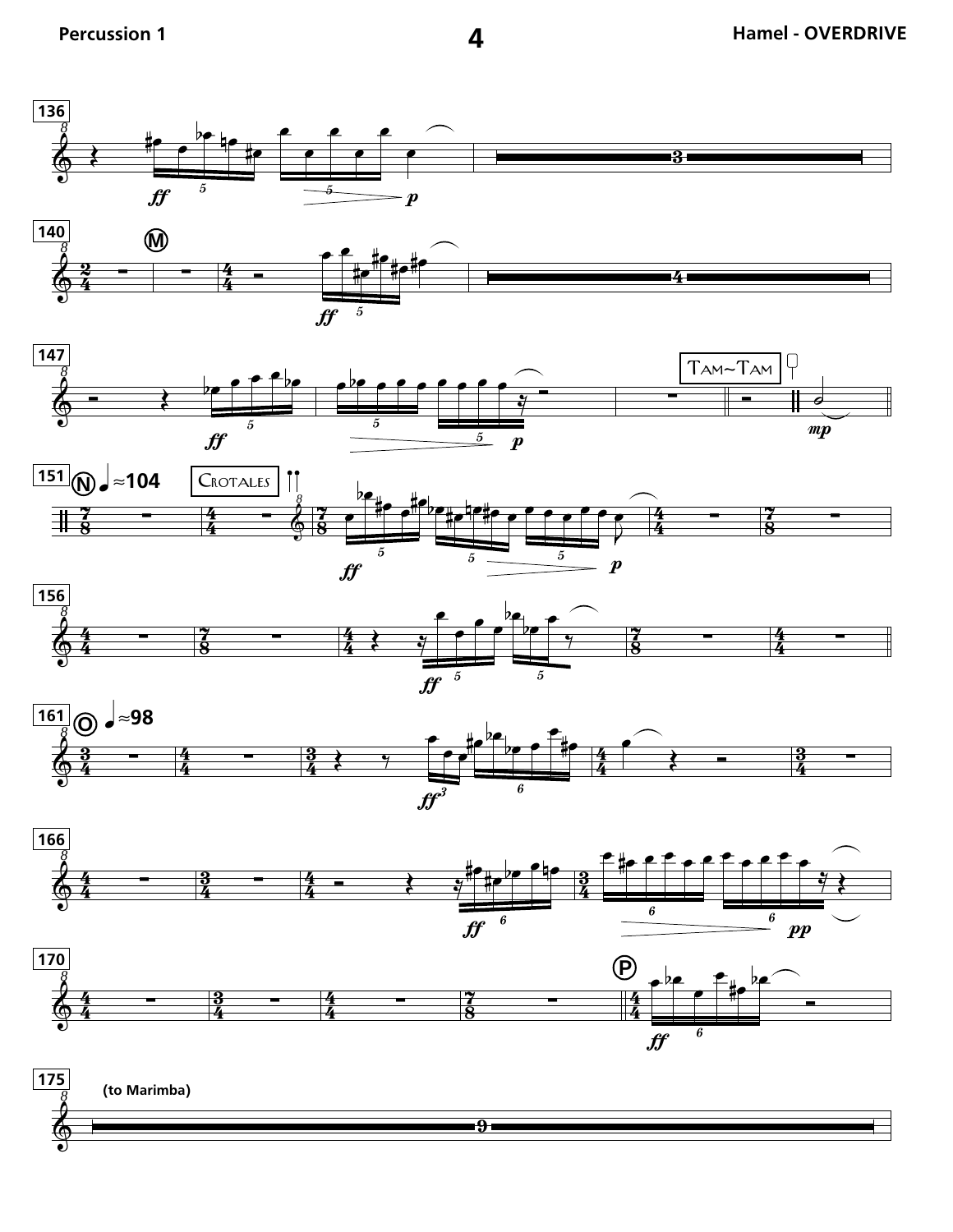136

140 Ⓜ

147 Tam~Tam

151 Ⓝ ♩≈104 Crotales

156

161 Ⓞ ♩≈98

166

170 Ⓟ

175 (to Marimba)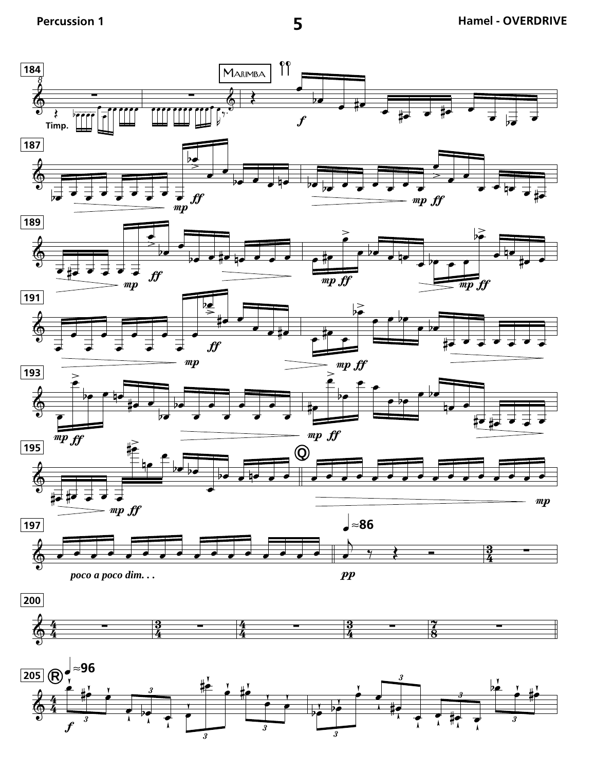184 Timp. Marimba

*f*

187 *mp* *ff* *mp* *ff*

189 *mp* *ff* *mp* *ff* *mp* *ff*

191 *mp* *ff* *mp* *ff*

193 *mp* *ff* *mp* *ff*

195 *mp* *ff*

Q

*mp*

197 *poco a poco dim. . .*

♩≈86

*pp*

200

205 R ♩≈96

*f*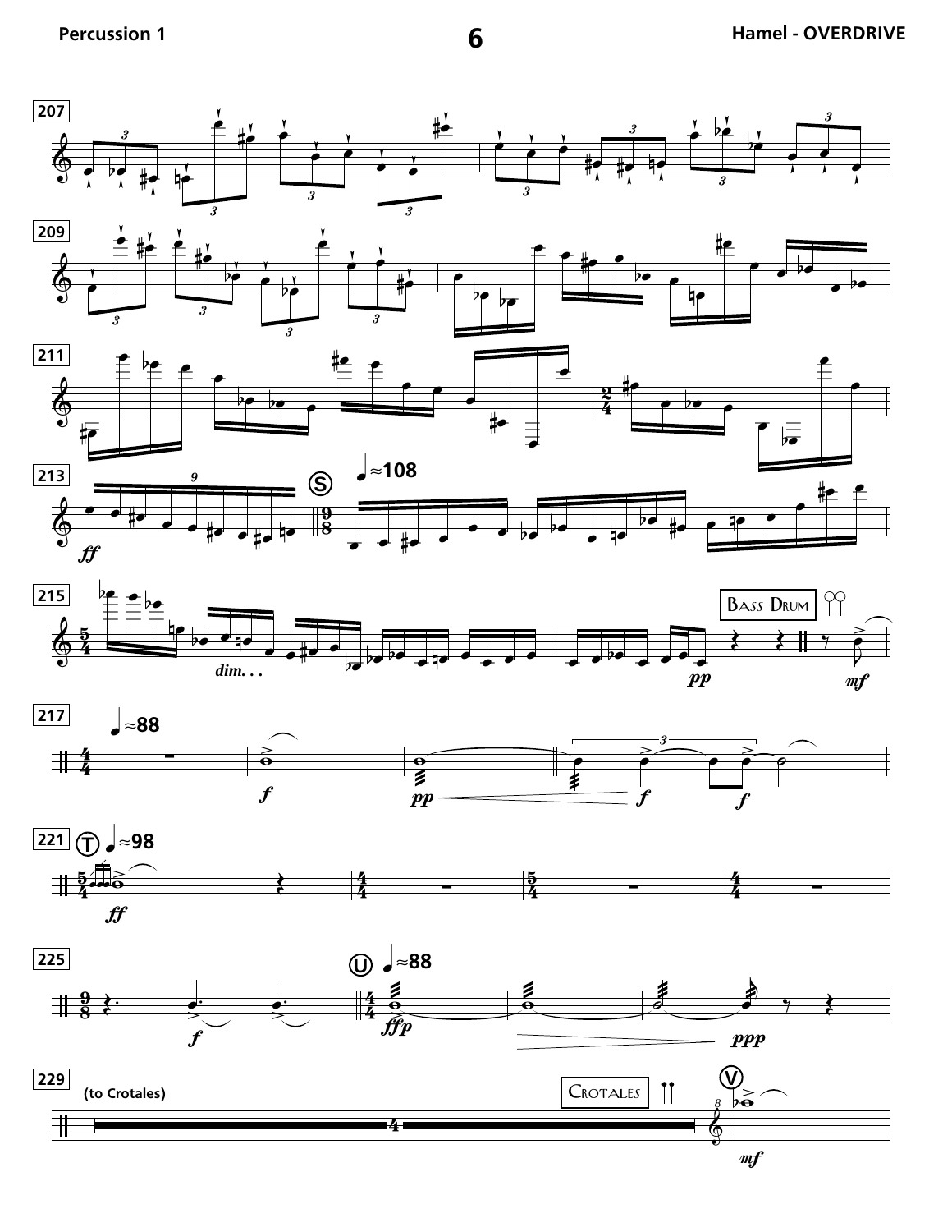207

209

211

213 *ff*

Ⓢ ♩≈108

215 *dim. . .*

*pp*

Bass Drum

*mf*

217 ♩≈88

*f*

*pp* *f* *f*

221 Ⓣ ♩≈98

*ff*

225

*f*

Ⓤ ♩≈88

*ffp* *ppp*

229 (to Crotales)

Crotales

Ⓥ

*mf*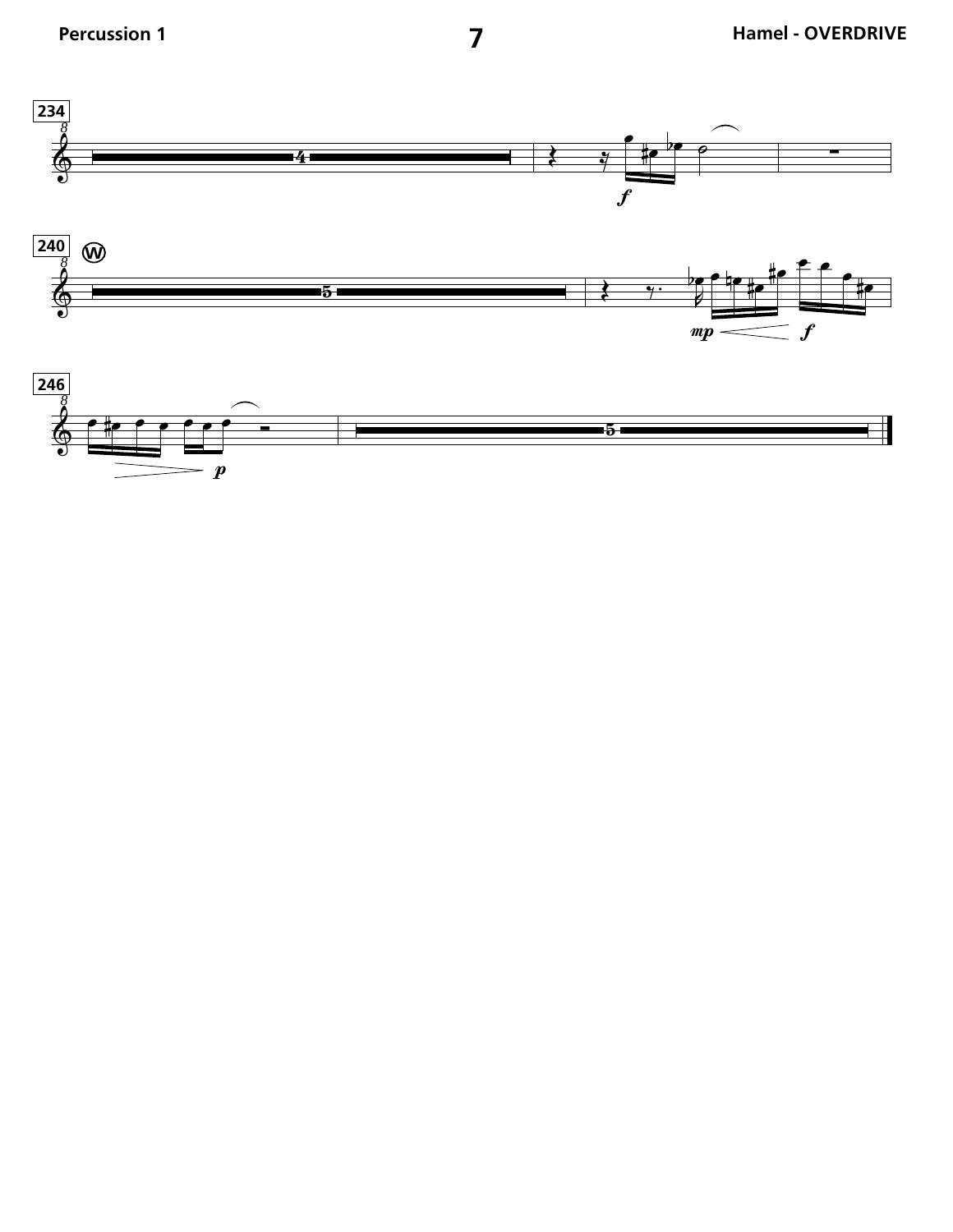234

240 W

246